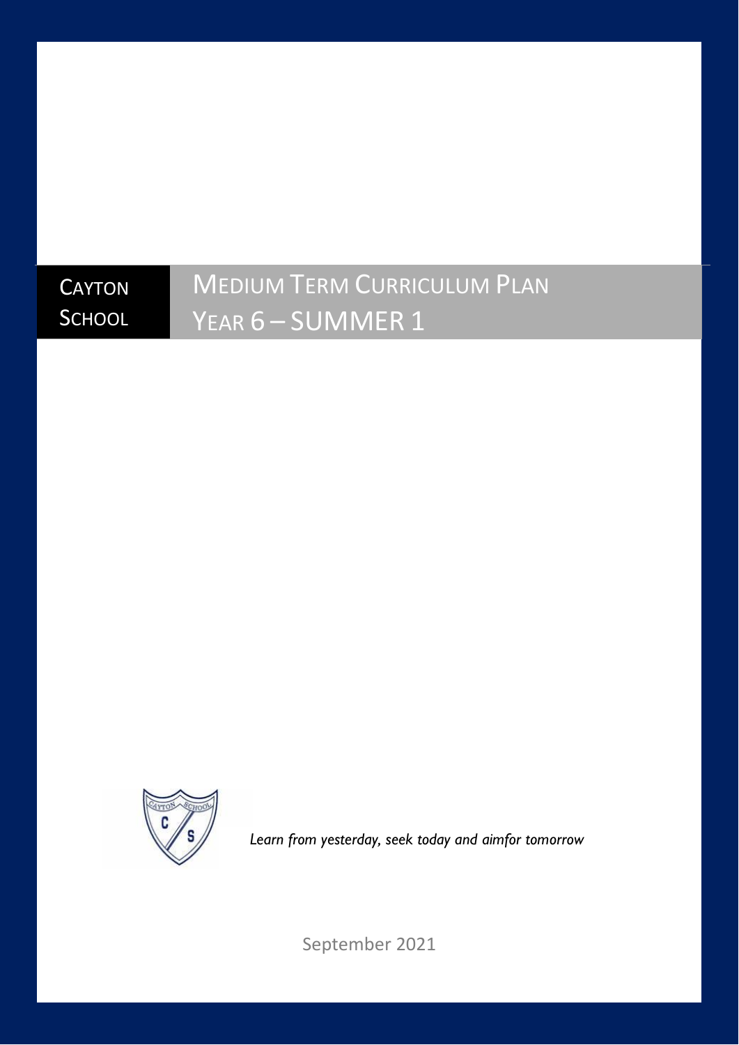CAYTON SCHOOL

# MEDIUM TERM CURRICULUM PLAN
# YEAR 6 – SUMMER 1

*Learn from yesterday, seek today and aimfor tomorrow*

September 2021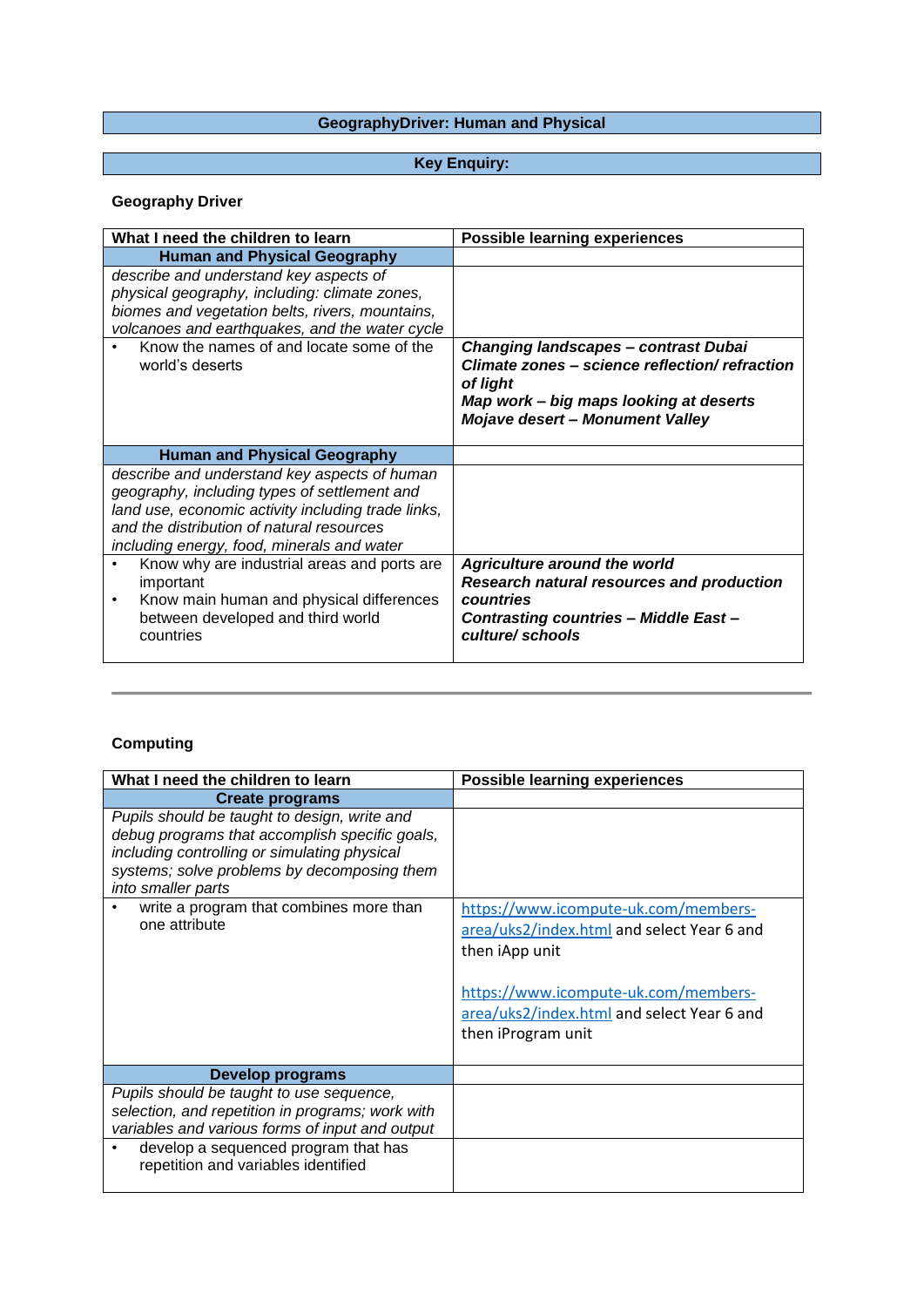| GeographyDriver: Human and Physical |
|---|

| Key Enquiry: |
|---|

**Geography Driver**

| What I need the children to learn | Possible learning experiences |
|---|---|
| **Human and Physical Geography** | |
| *describe and understand key aspects of physical geography, including: climate zones, biomes and vegetation belts, rivers, mountains, volcanoes and earthquakes, and the water cycle* | |
| • Know the names of and locate some of the world's deserts | ***Changing landscapes – contrast Dubai***<br>***Climate zones – science reflection/ refraction of light***<br>***Map work – big maps looking at deserts***<br>***Mojave desert – Monument Valley*** |
| **Human and Physical Geography** | |
| *describe and understand key aspects of human geography, including types of settlement and land use, economic activity including trade links, and the distribution of natural resources including energy, food, minerals and water* | |
| • Know why are industrial areas and ports are important<br>• Know main human and physical differences between developed and third world countries | ***Agriculture around the world***<br>***Research natural resources and production countries***<br>***Contrasting countries – Middle East – culture/ schools*** |

---

**Computing**

| What I need the children to learn | Possible learning experiences |
|---|---|
| **Create programs** | |
| *Pupils should be taught to design, write and debug programs that accomplish specific goals, including controlling or simulating physical systems; solve problems by decomposing them into smaller parts* | |
| • write a program that combines more than one attribute | https://www.icompute-uk.com/members-area/uks2/index.html and select Year 6 and then iApp unit<br><br>https://www.icompute-uk.com/members-area/uks2/index.html and select Year 6 and then iProgram unit |
| **Develop programs** | |
| *Pupils should be taught to use sequence, selection, and repetition in programs; work with variables and various forms of input and output* | |
| • develop a sequenced program that has repetition and variables identified | |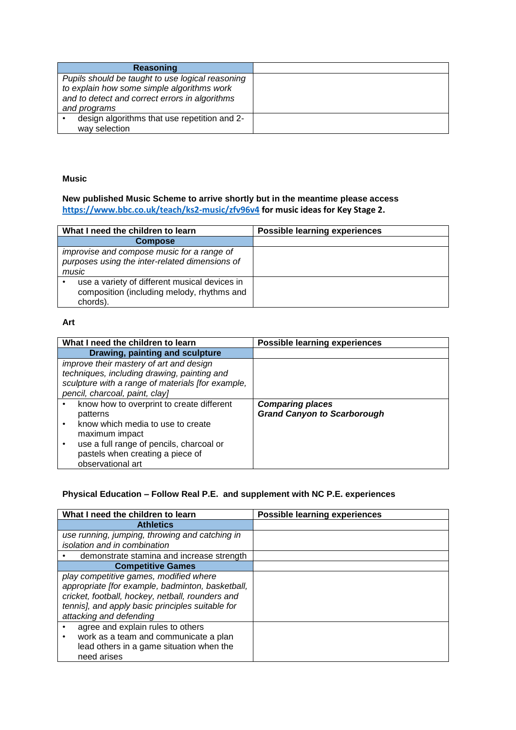| Reasoning | |
|---|---|
| *Pupils should be taught to use logical reasoning to explain how some simple algorithms work and to detect and correct errors in algorithms and programs* | |
| • design algorithms that use repetition and 2-way selection | |

**Music**

**New published Music Scheme to arrive shortly but in the meantime please access [https://www.bbc.co.uk/teach/ks2-music/zfv96v4](https://www.bbc.co.uk/teach/ks2-music/zfv96v4) for music ideas for Key Stage 2.**

| What I need the children to learn | Possible learning experiences |
|---|---|
| **Compose** | |
| *improvise and compose music for a range of purposes using the inter-related dimensions of music* | |
| • use a variety of different musical devices in composition (including melody, rhythms and chords). | |

**Art**

| What I need the children to learn | Possible learning experiences |
|---|---|
| **Drawing, painting and sculpture** | |
| *improve their mastery of art and design techniques, including drawing, painting and sculpture with a range of materials [for example, pencil, charcoal, paint, clay]* | |
| • know how to overprint to create different patterns<br>• know which media to use to create maximum impact<br>• use a full range of pencils, charcoal or pastels when creating a piece of observational art | ***Comparing places***<br>***Grand Canyon to Scarborough*** |

**Physical Education – Follow Real P.E. and supplement with NC P.E. experiences**

| What I need the children to learn | Possible learning experiences |
|---|---|
| **Athletics** | |
| *use running, jumping, throwing and catching in isolation and in combination* | |
| • demonstrate stamina and increase strength | |
| **Competitive Games** | |
| *play competitive games, modified where appropriate [for example, badminton, basketball, cricket, football, hockey, netball, rounders and tennis], and apply basic principles suitable for attacking and defending* | |
| • agree and explain rules to others<br>• work as a team and communicate a plan lead others in a game situation when the need arises | |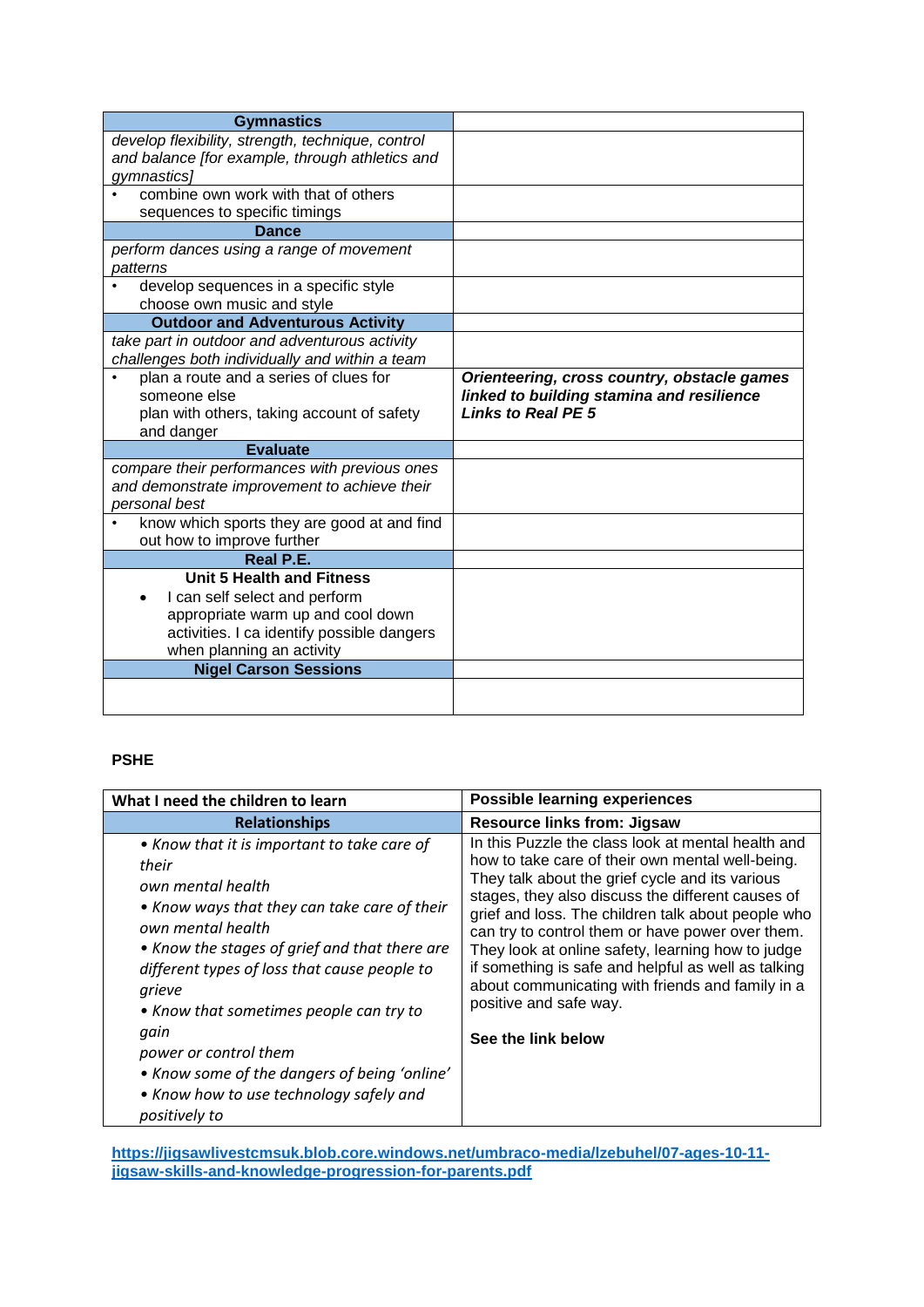| Gymnastics | |
|---|---|
| *develop flexibility, strength, technique, control and balance [for example, through athletics and gymnastics]* | |
| • combine own work with that of others sequences to specific timings | |
| **Dance** | |
| *perform dances using a range of movement patterns* | |
| • develop sequences in a specific style choose own music and style | |
| **Outdoor and Adventurous Activity** | |
| *take part in outdoor and adventurous activity challenges both individually and within a team* | |
| • plan a route and a series of clues for someone else plan with others, taking account of safety and danger | ***Orienteering, cross country, obstacle games linked to building stamina and resilience Links to Real PE 5*** |
| **Evaluate** | |
| *compare their performances with previous ones and demonstrate improvement to achieve their personal best* | |
| • know which sports they are good at and find out how to improve further | |
| **Real P.E.** | |
| **Unit 5 Health and Fitness** • I can self select and perform appropriate warm up and cool down activities. I ca identify possible dangers when planning an activity | |
| **Nigel Carson Sessions** | |
| | |

**PSHE**

| What I need the children to learn | Possible learning experiences |
|---|---|
| **Relationships** | **Resource links from: Jigsaw** |
| *• Know that it is important to take care of their own mental health* <br> *• Know ways that they can take care of their own mental health* <br> *• Know the stages of grief and that there are different types of loss that cause people to grieve* <br> *• Know that sometimes people can try to gain power or control them* <br> *• Know some of the dangers of being 'online'* <br> *• Know how to use technology safely and positively to* | In this Puzzle the class look at mental health and how to take care of their own mental well-being. They talk about the grief cycle and its various stages, they also discuss the different causes of grief and loss. The children talk about people who can try to control them or have power over them. They look at online safety, learning how to judge if something is safe and helpful as well as talking about communicating with friends and family in a positive and safe way. <br><br> **See the link below** |

**https://jigsawlivestcmsuk.blob.core.windows.net/umbraco-media/lzebuhel/07-ages-10-11-jigsaw-skills-and-knowledge-progression-for-parents.pdf**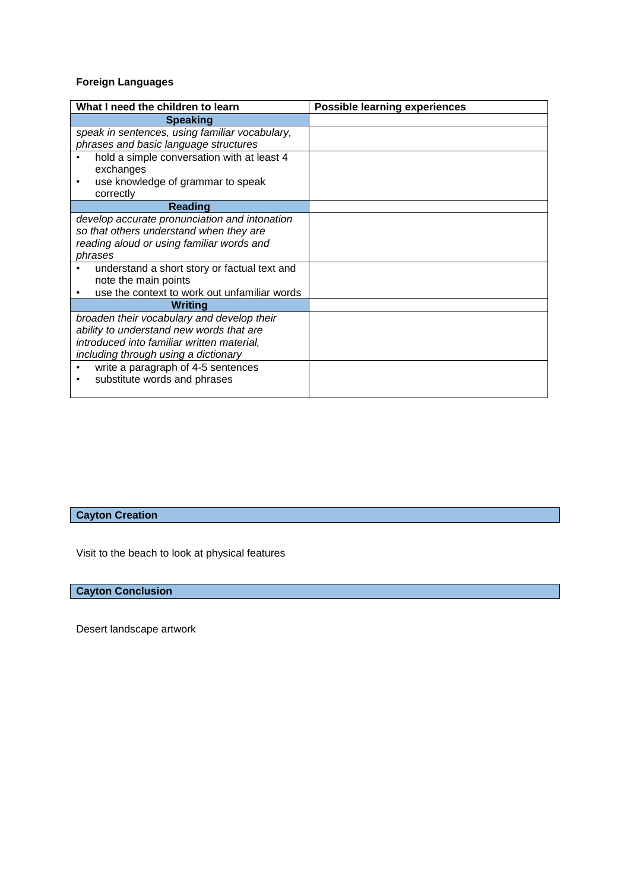**Foreign Languages**

| What I need the children to learn | Possible learning experiences |
|---|---|
| **Speaking** | |
| *speak in sentences, using familiar vocabulary, phrases and basic language structures* | |
| • hold a simple conversation with at least 4 exchanges<br>• use knowledge of grammar to speak correctly | |
| **Reading** | |
| *develop accurate pronunciation and intonation so that others understand when they are reading aloud or using familiar words and phrases* | |
| • understand a short story or factual text and note the main points<br>• use the context to work out unfamiliar words | |
| **Writing** | |
| *broaden their vocabulary and develop their ability to understand new words that are introduced into familiar written material, including through using a dictionary* | |
| • write a paragraph of 4-5 sentences<br>• substitute words and phrases | |

**Cayton Creation**

Visit to the beach to look at physical features

**Cayton Conclusion**

Desert landscape artwork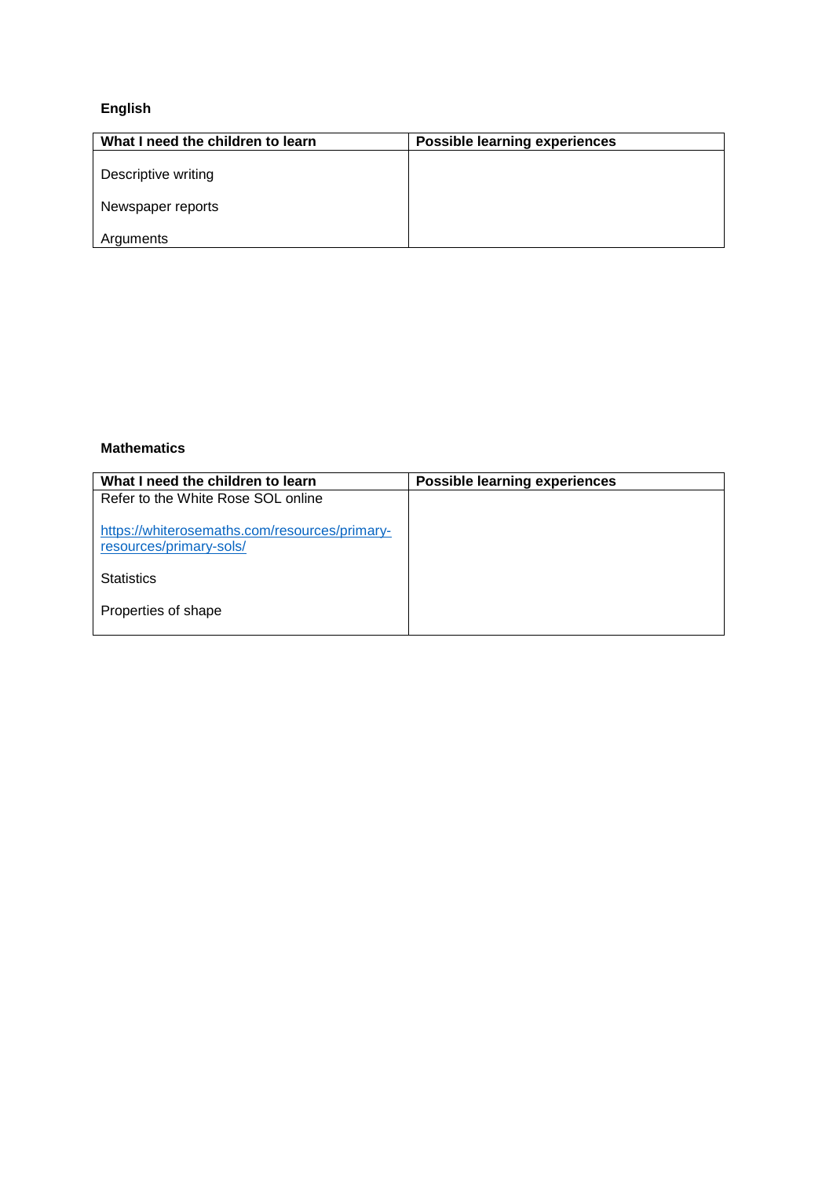**English**

| What I need the children to learn | Possible learning experiences |
| --- | --- |
| Descriptive writing<br><br>Newspaper reports<br><br>Arguments | |

**Mathematics**

| What I need the children to learn | Possible learning experiences |
| --- | --- |
| Refer to the White Rose SOL online<br><br>[https://whiterosemaths.com/resources/primary-resources/primary-sols/](https://whiterosemaths.com/resources/primary-resources/primary-sols/)<br><br>Statistics<br><br>Properties of shape | |